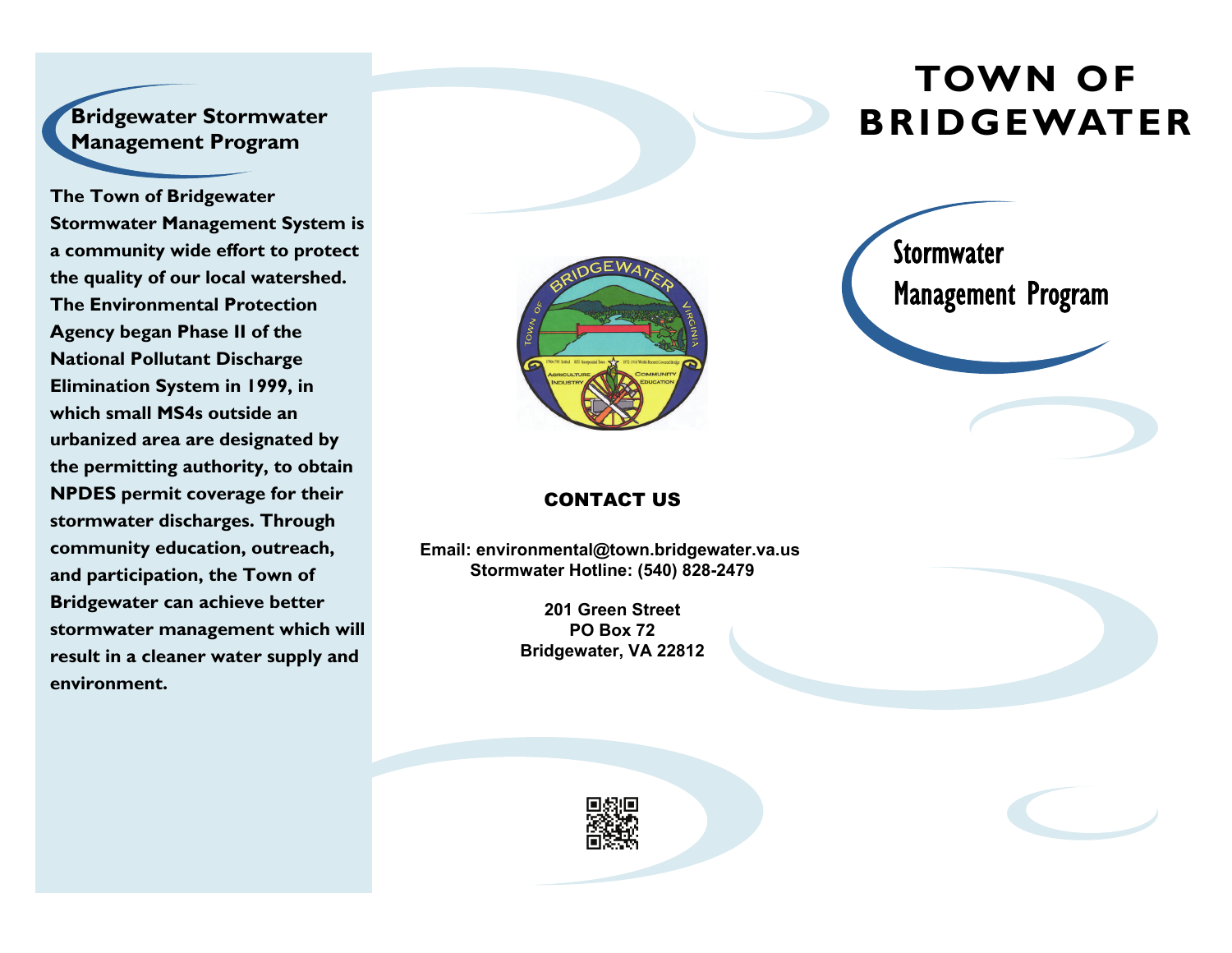## Bridgewater Stormwater Management Program

**The Town of Bridgewater Stormwater Management System is a community wide effort to protect the quality of our local watershed. The Environmental Protection Agency began Phase II of the National Pollutant Discharge Elimination System in 1999, in which small MS4s outside an urbanized area are designated by the permitting authority, to obtain NPDES permit coverage for their stormwater discharges. Through community education, outreach, and participation, the Town of Bridgewater can achieve better stormwater management which will result in a cleaner water supply and environment.**

### CONTACT US

**Email: environmental@town.bridgewater.va.us**
**Stormwater Hotline: (540) 828-2479**

**201 Green Street**
**PO Box 72**
**Bridgewater, VA 22812**

# TOWN OF BRIDGEWATER

## Stormwater Management Program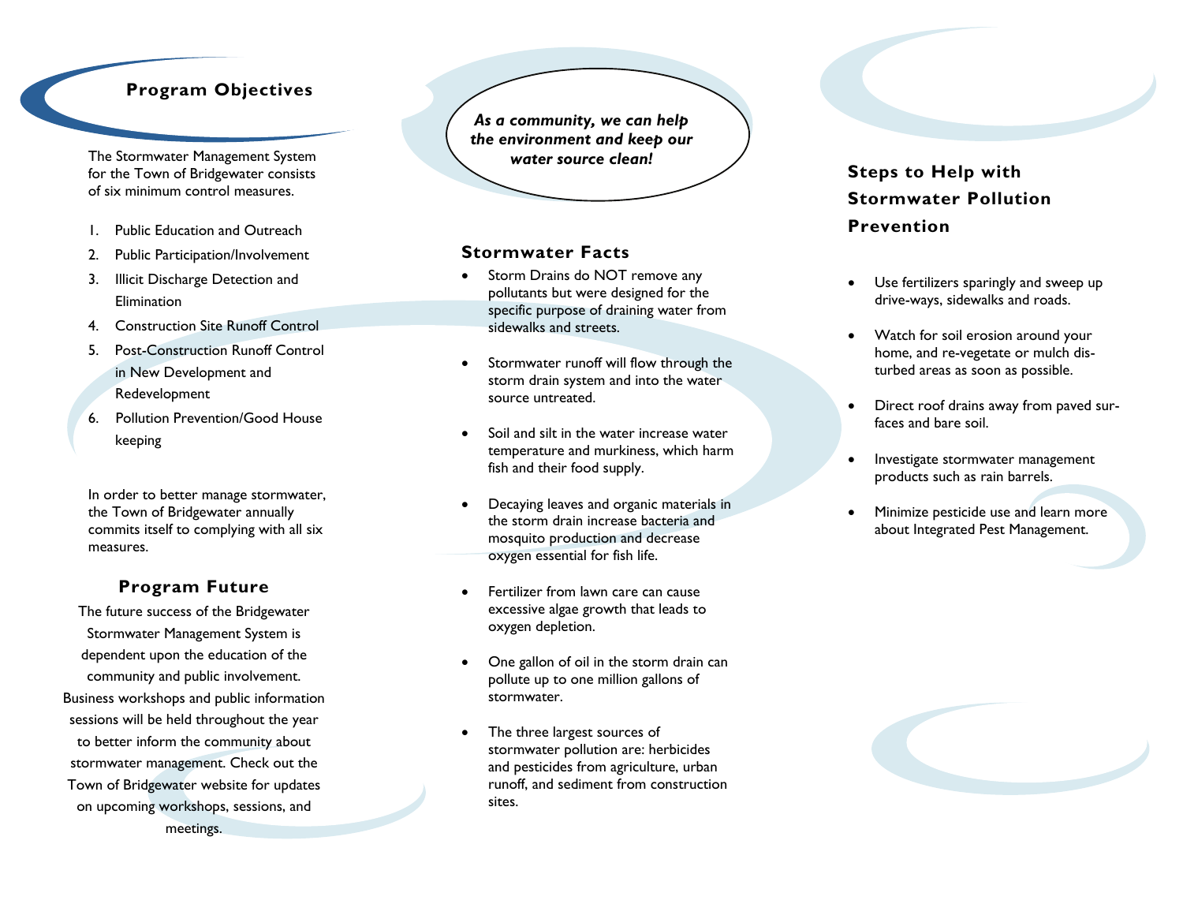## Program Objectives

The Stormwater Management System for the Town of Bridgewater consists of six minimum control measures.

1. Public Education and Outreach
2. Public Participation/Involvement
3. Illicit Discharge Detection and Elimination
4. Construction Site Runoff Control
5. Post-Construction Runoff Control in New Development and Redevelopment
6. Pollution Prevention/Good House keeping

In order to better manage stormwater, the Town of Bridgewater annually commits itself to complying with all six measures.

## Program Future

The future success of the Bridgewater Stormwater Management System is dependent upon the education of the community and public involvement. Business workshops and public information sessions will be held throughout the year to better inform the community about stormwater management. Check out the Town of Bridgewater website for updates on upcoming workshops, sessions, and meetings.

***As a community, we can help the environment and keep our water source clean!***

## Stormwater Facts

- Storm Drains do NOT remove any pollutants but were designed for the specific purpose of draining water from sidewalks and streets.
- Stormwater runoff will flow through the storm drain system and into the water source untreated.
- Soil and silt in the water increase water temperature and murkiness, which harm fish and their food supply.
- Decaying leaves and organic materials in the storm drain increase bacteria and mosquito production and decrease oxygen essential for fish life.
- Fertilizer from lawn care can cause excessive algae growth that leads to oxygen depletion.
- One gallon of oil in the storm drain can pollute up to one million gallons of stormwater.
- The three largest sources of stormwater pollution are: herbicides and pesticides from agriculture, urban runoff, and sediment from construction sites.

## Steps to Help with Stormwater Pollution Prevention

- Use fertilizers sparingly and sweep up drive-ways, sidewalks and roads.
- Watch for soil erosion around your home, and re-vegetate or mulch disturbed areas as soon as possible.
- Direct roof drains away from paved surfaces and bare soil.
- Investigate stormwater management products such as rain barrels.
- Minimize pesticide use and learn more about Integrated Pest Management.